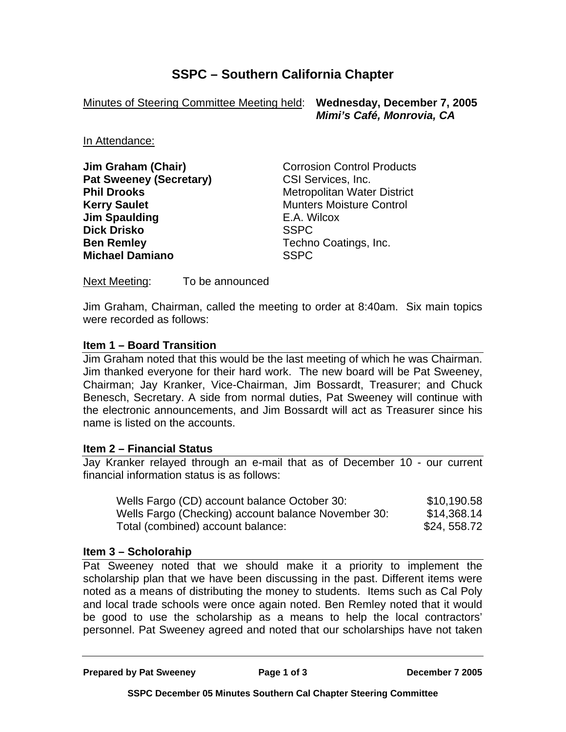# SSPC – Southern California Chapter

Minutes of Steering Committee Meeting held: **Wednesday, December 7, 2005**
***Mimi's Café, Monrovia, CA***

In Attendance:

| | |
|---|---|
| **Jim Graham (Chair)** | Corrosion Control Products |
| **Pat Sweeney (Secretary)** | CSI Services, Inc. |
| **Phil Drooks** | Metropolitan Water District |
| **Kerry Saulet** | Munters Moisture Control |
| **Jim Spaulding** | E.A. Wilcox |
| **Dick Drisko** | SSPC |
| **Ben Remley** | Techno Coatings, Inc. |
| **Michael Damiano** | SSPC |

Next Meeting: To be announced

Jim Graham, Chairman, called the meeting to order at 8:40am. Six main topics were recorded as follows:

### Item 1 – Board Transition

Jim Graham noted that this would be the last meeting of which he was Chairman. Jim thanked everyone for their hard work. The new board will be Pat Sweeney, Chairman; Jay Kranker, Vice-Chairman, Jim Bossardt, Treasurer; and Chuck Benesch, Secretary. A side from normal duties, Pat Sweeney will continue with the electronic announcements, and Jim Bossardt will act as Treasurer since his name is listed on the accounts.

### Item 2 – Financial Status

Jay Kranker relayed through an e-mail that as of December 10 - our current financial information status is as follows:

| | |
|---|---|
| Wells Fargo (CD) account balance October 30: | $10,190.58 |
| Wells Fargo (Checking) account balance November 30: | $14,368.14 |
| Total (combined) account balance: | $24, 558.72 |

### Item 3 – Scholorahip

Pat Sweeney noted that we should make it a priority to implement the scholarship plan that we have been discussing in the past. Different items were noted as a means of distributing the money to students. Items such as Cal Poly and local trade schools were once again noted. Ben Remley noted that it would be good to use the scholarship as a means to help the local contractors' personnel. Pat Sweeney agreed and noted that our scholarships have not taken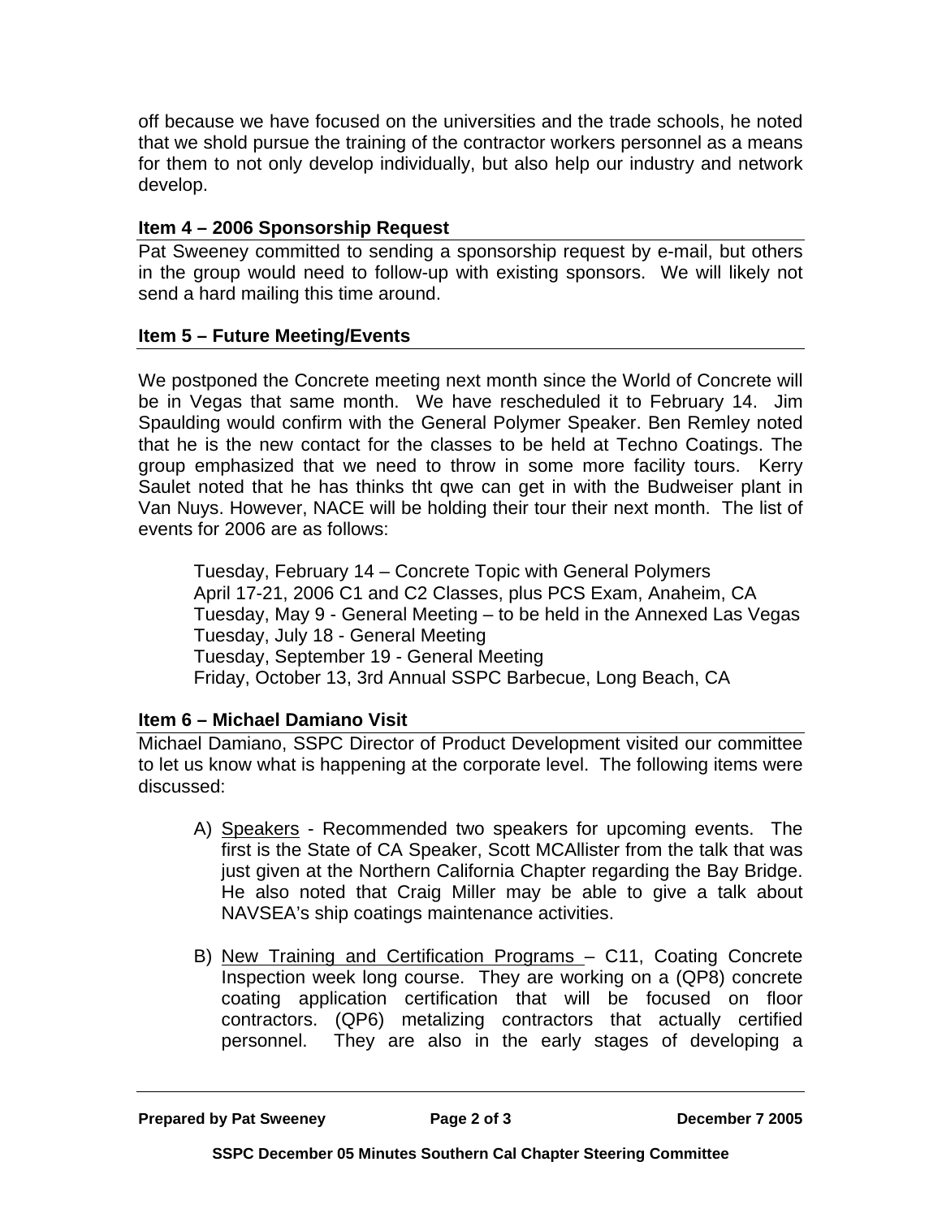off because we have focused on the universities and the trade schools, he noted that we shold pursue the training of the contractor workers personnel as a means for them to not only develop individually, but also help our industry and network develop.

### Item 4 – 2006 Sponsorship Request

Pat Sweeney committed to sending a sponsorship request by e-mail, but others in the group would need to follow-up with existing sponsors. We will likely not send a hard mailing this time around.

### Item 5 – Future Meeting/Events

We postponed the Concrete meeting next month since the World of Concrete will be in Vegas that same month. We have rescheduled it to February 14. Jim Spaulding would confirm with the General Polymer Speaker. Ben Remley noted that he is the new contact for the classes to be held at Techno Coatings. The group emphasized that we need to throw in some more facility tours. Kerry Saulet noted that he has thinks tht qwe can get in with the Budweiser plant in Van Nuys. However, NACE will be holding their tour their next month. The list of events for 2006 are as follows:

Tuesday, February 14 – Concrete Topic with General Polymers
April 17-21, 2006 C1 and C2 Classes, plus PCS Exam, Anaheim, CA
Tuesday, May 9 - General Meeting – to be held in the Annexed Las Vegas
Tuesday, July 18 - General Meeting
Tuesday, September 19 - General Meeting
Friday, October 13, 3rd Annual SSPC Barbecue, Long Beach, CA

### Item 6 – Michael Damiano Visit

Michael Damiano, SSPC Director of Product Development visited our committee to let us know what is happening at the corporate level. The following items were discussed:

A) <u>Speakers</u> - Recommended two speakers for upcoming events. The first is the State of CA Speaker, Scott MCAllister from the talk that was just given at the Northern California Chapter regarding the Bay Bridge. He also noted that Craig Miller may be able to give a talk about NAVSEA's ship coatings maintenance activities.

B) <u>New Training and Certification Programs</u> – C11, Coating Concrete Inspection week long course. They are working on a (QP8) concrete coating application certification that will be focused on floor contractors. (QP6) metalizing contractors that actually certified personnel. They are also in the early stages of developing a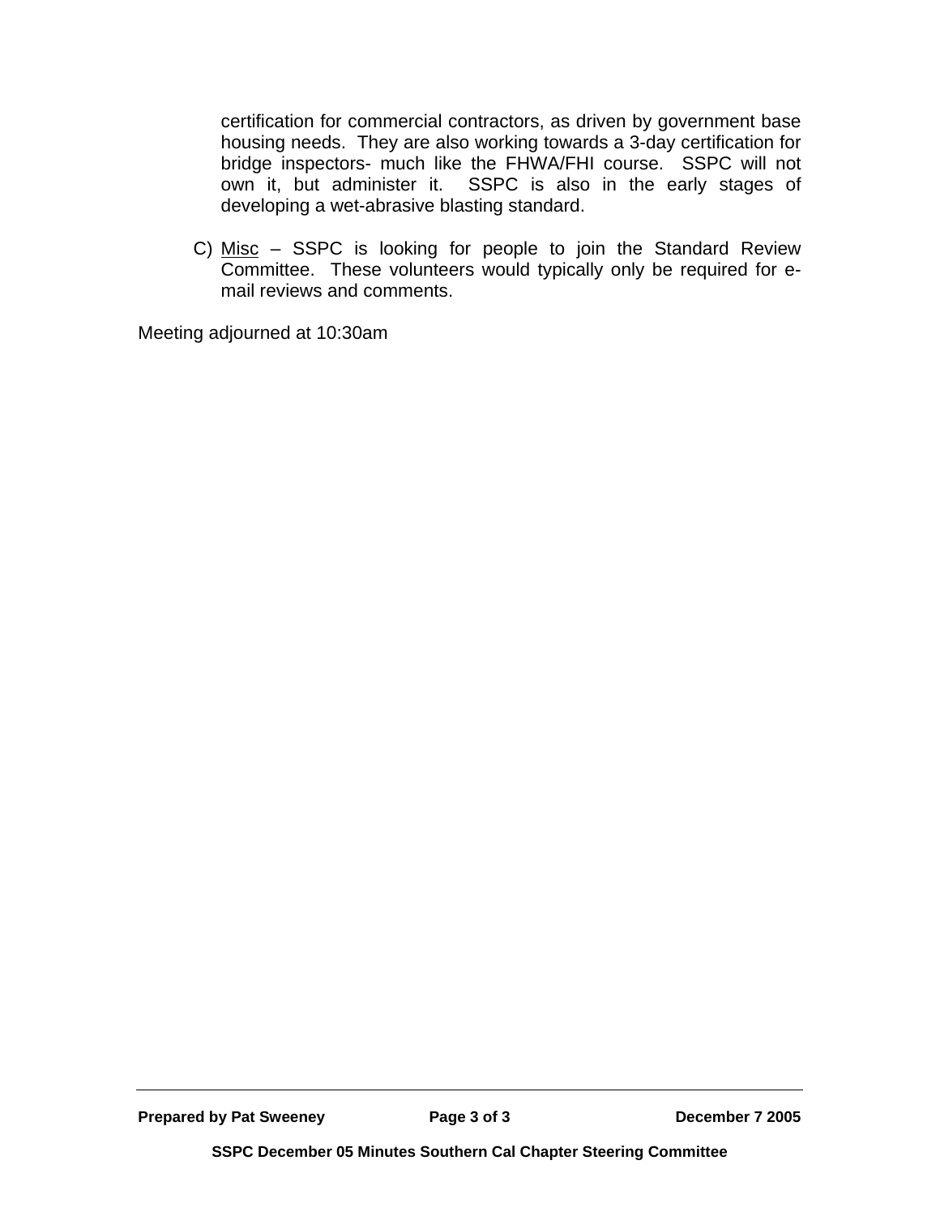certification for commercial contractors, as driven by government base housing needs. They are also working towards a 3-day certification for bridge inspectors- much like the FHWA/FHI course. SSPC will not own it, but administer it. SSPC is also in the early stages of developing a wet-abrasive blasting standard.

C) Misc – SSPC is looking for people to join the Standard Review Committee. These volunteers would typically only be required for e-mail reviews and comments.

Meeting adjourned at 10:30am